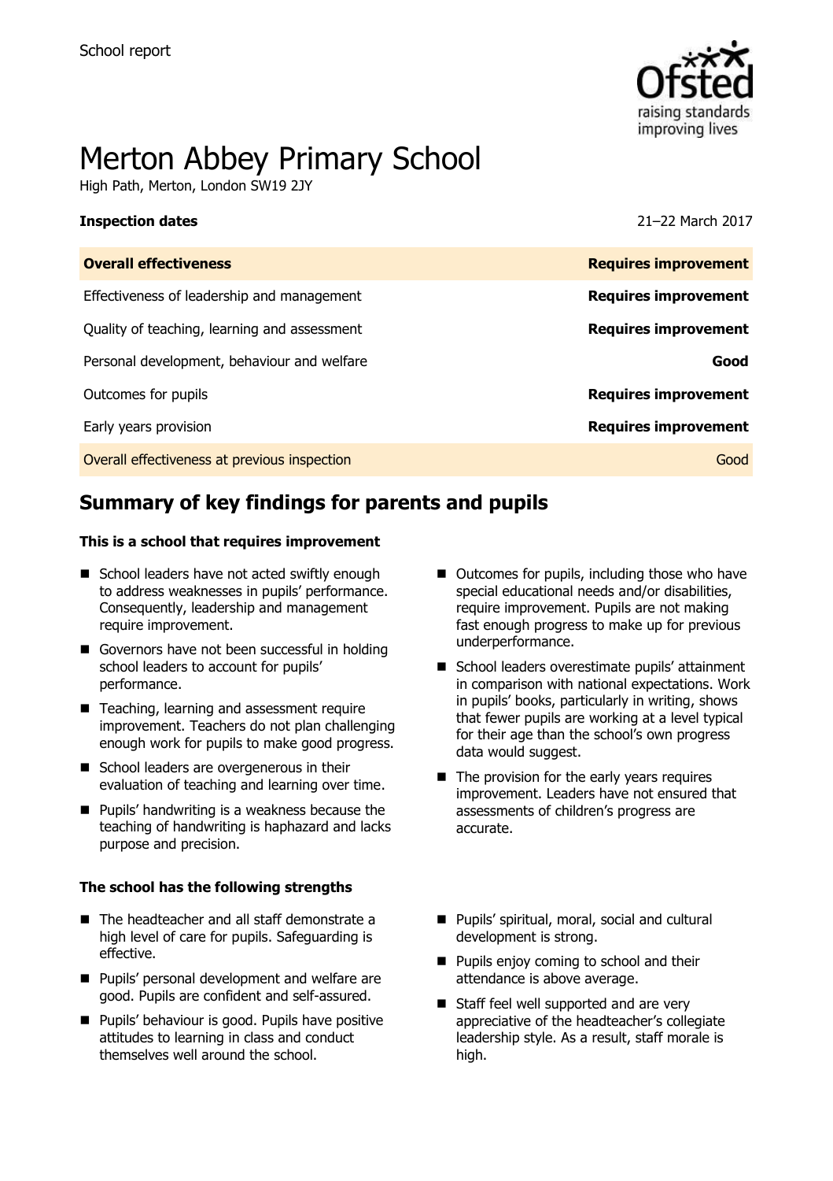School report

# Merton Abbey Primary School

High Path, Merton, London SW19 2JY

**Inspection dates** 21–22 March 2017

| **Overall effectiveness** | **Requires improvement** |
|---|---|
| Effectiveness of leadership and management | **Requires improvement** |
| Quality of teaching, learning and assessment | **Requires improvement** |
| Personal development, behaviour and welfare | **Good** |
| Outcomes for pupils | **Requires improvement** |
| Early years provision | **Requires improvement** |
| Overall effectiveness at previous inspection | Good |

## Summary of key findings for parents and pupils

### This is a school that requires improvement

- School leaders have not acted swiftly enough to address weaknesses in pupils' performance. Consequently, leadership and management require improvement.
- Governors have not been successful in holding school leaders to account for pupils' performance.
- Teaching, learning and assessment require improvement. Teachers do not plan challenging enough work for pupils to make good progress.
- School leaders are overgenerous in their evaluation of teaching and learning over time.
- Pupils' handwriting is a weakness because the teaching of handwriting is haphazard and lacks purpose and precision.
- Outcomes for pupils, including those who have special educational needs and/or disabilities, require improvement. Pupils are not making fast enough progress to make up for previous underperformance.
- School leaders overestimate pupils' attainment in comparison with national expectations. Work in pupils' books, particularly in writing, shows that fewer pupils are working at a level typical for their age than the school's own progress data would suggest.
- The provision for the early years requires improvement. Leaders have not ensured that assessments of children's progress are accurate.

### The school has the following strengths

- The headteacher and all staff demonstrate a high level of care for pupils. Safeguarding is effective.
- Pupils' personal development and welfare are good. Pupils are confident and self-assured.
- Pupils' behaviour is good. Pupils have positive attitudes to learning in class and conduct themselves well around the school.
- Pupils' spiritual, moral, social and cultural development is strong.
- Pupils enjoy coming to school and their attendance is above average.
- Staff feel well supported and are very appreciative of the headteacher's collegiate leadership style. As a result, staff morale is high.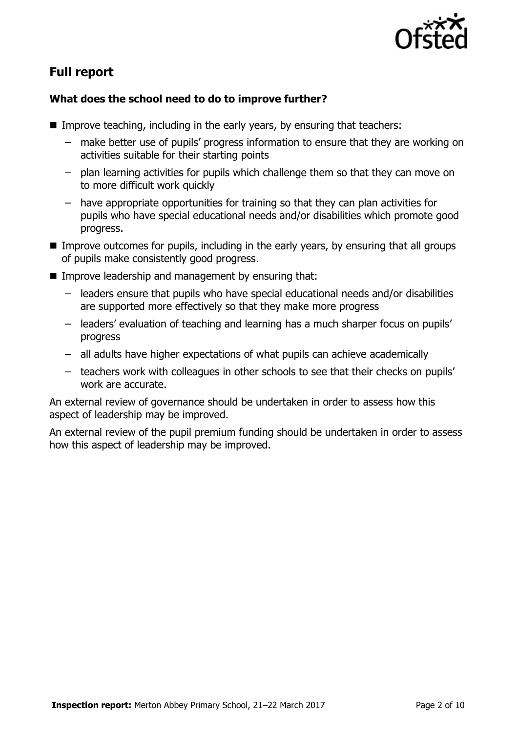## Full report

### What does the school need to do to improve further?

- Improve teaching, including in the early years, by ensuring that teachers:
  - make better use of pupils' progress information to ensure that they are working on activities suitable for their starting points
  - plan learning activities for pupils which challenge them so that they can move on to more difficult work quickly
  - have appropriate opportunities for training so that they can plan activities for pupils who have special educational needs and/or disabilities which promote good progress.
- Improve outcomes for pupils, including in the early years, by ensuring that all groups of pupils make consistently good progress.
- Improve leadership and management by ensuring that:
  - leaders ensure that pupils who have special educational needs and/or disabilities are supported more effectively so that they make more progress
  - leaders' evaluation of teaching and learning has a much sharper focus on pupils' progress
  - all adults have higher expectations of what pupils can achieve academically
  - teachers work with colleagues in other schools to see that their checks on pupils' work are accurate.

An external review of governance should be undertaken in order to assess how this aspect of leadership may be improved.

An external review of the pupil premium funding should be undertaken in order to assess how this aspect of leadership may be improved.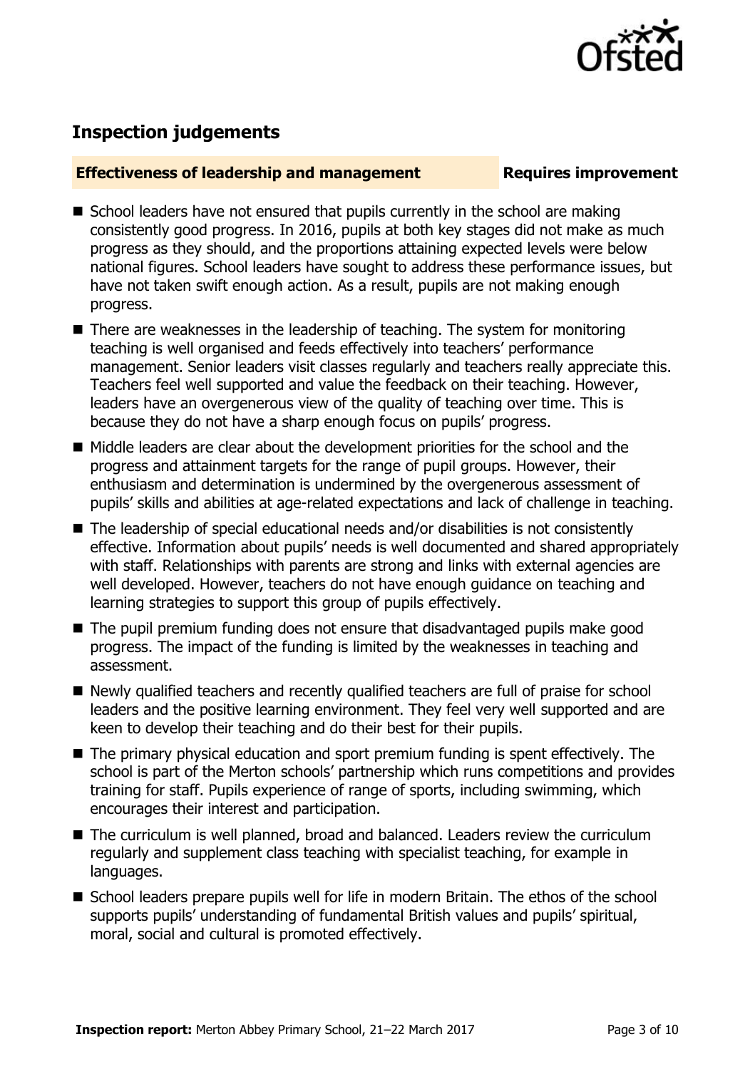## Inspection judgements

| **Effectiveness of leadership and management** | **Requires improvement** |
| --- | --- |

- School leaders have not ensured that pupils currently in the school are making consistently good progress. In 2016, pupils at both key stages did not make as much progress as they should, and the proportions attaining expected levels were below national figures. School leaders have sought to address these performance issues, but have not taken swift enough action. As a result, pupils are not making enough progress.
- There are weaknesses in the leadership of teaching. The system for monitoring teaching is well organised and feeds effectively into teachers' performance management. Senior leaders visit classes regularly and teachers really appreciate this. Teachers feel well supported and value the feedback on their teaching. However, leaders have an overgenerous view of the quality of teaching over time. This is because they do not have a sharp enough focus on pupils' progress.
- Middle leaders are clear about the development priorities for the school and the progress and attainment targets for the range of pupil groups. However, their enthusiasm and determination is undermined by the overgenerous assessment of pupils' skills and abilities at age-related expectations and lack of challenge in teaching.
- The leadership of special educational needs and/or disabilities is not consistently effective. Information about pupils' needs is well documented and shared appropriately with staff. Relationships with parents are strong and links with external agencies are well developed. However, teachers do not have enough guidance on teaching and learning strategies to support this group of pupils effectively.
- The pupil premium funding does not ensure that disadvantaged pupils make good progress. The impact of the funding is limited by the weaknesses in teaching and assessment.
- Newly qualified teachers and recently qualified teachers are full of praise for school leaders and the positive learning environment. They feel very well supported and are keen to develop their teaching and do their best for their pupils.
- The primary physical education and sport premium funding is spent effectively. The school is part of the Merton schools' partnership which runs competitions and provides training for staff. Pupils experience of range of sports, including swimming, which encourages their interest and participation.
- The curriculum is well planned, broad and balanced. Leaders review the curriculum regularly and supplement class teaching with specialist teaching, for example in languages.
- School leaders prepare pupils well for life in modern Britain. The ethos of the school supports pupils' understanding of fundamental British values and pupils' spiritual, moral, social and cultural is promoted effectively.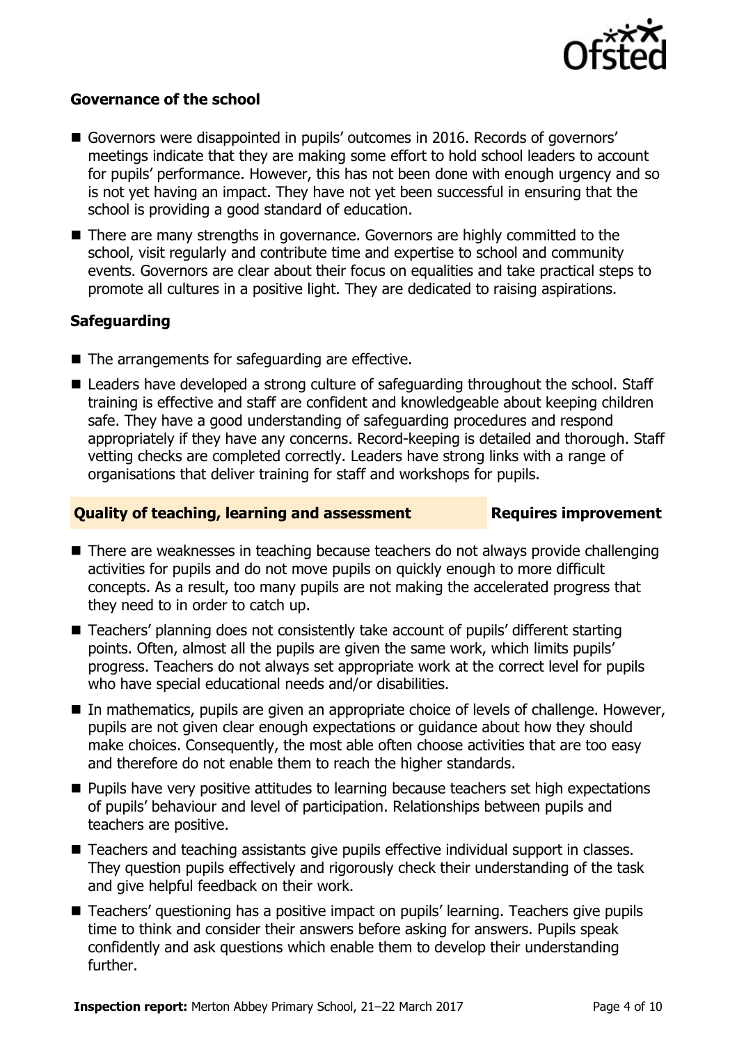### Governance of the school

- Governors were disappointed in pupils' outcomes in 2016. Records of governors' meetings indicate that they are making some effort to hold school leaders to account for pupils' performance. However, this has not been done with enough urgency and so is not yet having an impact. They have not yet been successful in ensuring that the school is providing a good standard of education.
- There are many strengths in governance. Governors are highly committed to the school, visit regularly and contribute time and expertise to school and community events. Governors are clear about their focus on equalities and take practical steps to promote all cultures in a positive light. They are dedicated to raising aspirations.

### Safeguarding

- The arrangements for safeguarding are effective.
- Leaders have developed a strong culture of safeguarding throughout the school. Staff training is effective and staff are confident and knowledgeable about keeping children safe. They have a good understanding of safeguarding procedures and respond appropriately if they have any concerns. Record-keeping is detailed and thorough. Staff vetting checks are completed correctly. Leaders have strong links with a range of organisations that deliver training for staff and workshops for pupils.

## Quality of teaching, learning and assessment — Requires improvement

- There are weaknesses in teaching because teachers do not always provide challenging activities for pupils and do not move pupils on quickly enough to more difficult concepts. As a result, too many pupils are not making the accelerated progress that they need to in order to catch up.
- Teachers' planning does not consistently take account of pupils' different starting points. Often, almost all the pupils are given the same work, which limits pupils' progress. Teachers do not always set appropriate work at the correct level for pupils who have special educational needs and/or disabilities.
- In mathematics, pupils are given an appropriate choice of levels of challenge. However, pupils are not given clear enough expectations or guidance about how they should make choices. Consequently, the most able often choose activities that are too easy and therefore do not enable them to reach the higher standards.
- Pupils have very positive attitudes to learning because teachers set high expectations of pupils' behaviour and level of participation. Relationships between pupils and teachers are positive.
- Teachers and teaching assistants give pupils effective individual support in classes. They question pupils effectively and rigorously check their understanding of the task and give helpful feedback on their work.
- Teachers' questioning has a positive impact on pupils' learning. Teachers give pupils time to think and consider their answers before asking for answers. Pupils speak confidently and ask questions which enable them to develop their understanding further.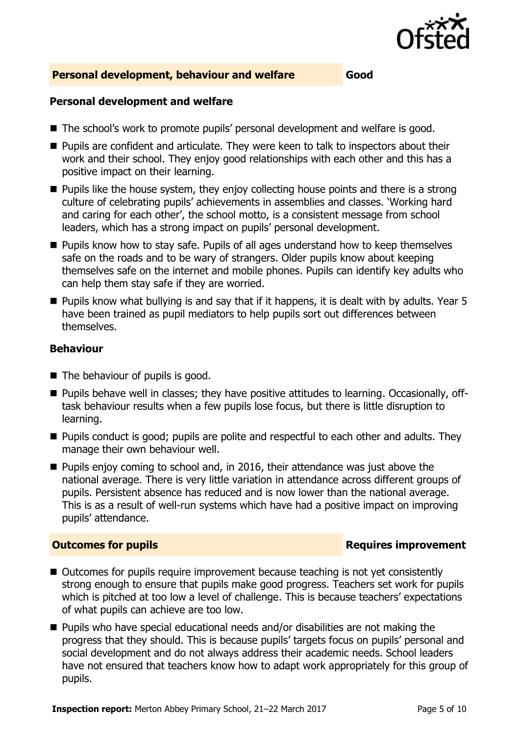## Personal development, behaviour and welfare — Good

### Personal development and welfare

- The school's work to promote pupils' personal development and welfare is good.
- Pupils are confident and articulate. They were keen to talk to inspectors about their work and their school. They enjoy good relationships with each other and this has a positive impact on their learning.
- Pupils like the house system, they enjoy collecting house points and there is a strong culture of celebrating pupils' achievements in assemblies and classes. 'Working hard and caring for each other', the school motto, is a consistent message from school leaders, which has a strong impact on pupils' personal development.
- Pupils know how to stay safe. Pupils of all ages understand how to keep themselves safe on the roads and to be wary of strangers. Older pupils know about keeping themselves safe on the internet and mobile phones. Pupils can identify key adults who can help them stay safe if they are worried.
- Pupils know what bullying is and say that if it happens, it is dealt with by adults. Year 5 have been trained as pupil mediators to help pupils sort out differences between themselves.

### Behaviour

- The behaviour of pupils is good.
- Pupils behave well in classes; they have positive attitudes to learning. Occasionally, off-task behaviour results when a few pupils lose focus, but there is little disruption to learning.
- Pupils conduct is good; pupils are polite and respectful to each other and adults. They manage their own behaviour well.
- Pupils enjoy coming to school and, in 2016, their attendance was just above the national average. There is very little variation in attendance across different groups of pupils. Persistent absence has reduced and is now lower than the national average. This is as a result of well-run systems which have had a positive impact on improving pupils' attendance.

## Outcomes for pupils — Requires improvement

- Outcomes for pupils require improvement because teaching is not yet consistently strong enough to ensure that pupils make good progress. Teachers set work for pupils which is pitched at too low a level of challenge. This is because teachers' expectations of what pupils can achieve are too low.
- Pupils who have special educational needs and/or disabilities are not making the progress that they should. This is because pupils' targets focus on pupils' personal and social development and do not always address their academic needs. School leaders have not ensured that teachers know how to adapt work appropriately for this group of pupils.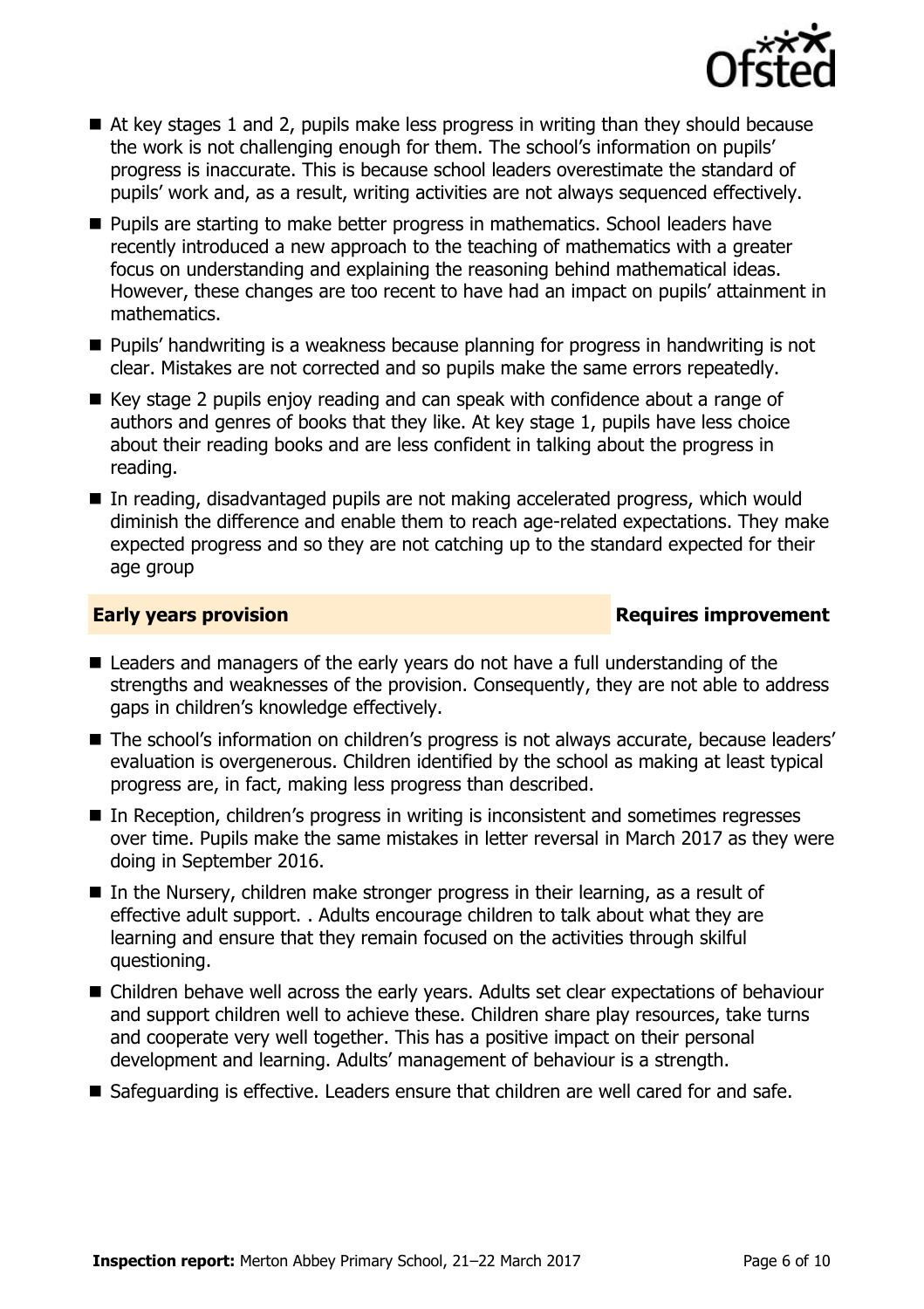- At key stages 1 and 2, pupils make less progress in writing than they should because the work is not challenging enough for them. The school's information on pupils' progress is inaccurate. This is because school leaders overestimate the standard of pupils' work and, as a result, writing activities are not always sequenced effectively.
- Pupils are starting to make better progress in mathematics. School leaders have recently introduced a new approach to the teaching of mathematics with a greater focus on understanding and explaining the reasoning behind mathematical ideas. However, these changes are too recent to have had an impact on pupils' attainment in mathematics.
- Pupils' handwriting is a weakness because planning for progress in handwriting is not clear. Mistakes are not corrected and so pupils make the same errors repeatedly.
- Key stage 2 pupils enjoy reading and can speak with confidence about a range of authors and genres of books that they like. At key stage 1, pupils have less choice about their reading books and are less confident in talking about the progress in reading.
- In reading, disadvantaged pupils are not making accelerated progress, which would diminish the difference and enable them to reach age-related expectations. They make expected progress and so they are not catching up to the standard expected for their age group

## Early years provision — Requires improvement

- Leaders and managers of the early years do not have a full understanding of the strengths and weaknesses of the provision. Consequently, they are not able to address gaps in children's knowledge effectively.
- The school's information on children's progress is not always accurate, because leaders' evaluation is overgenerous. Children identified by the school as making at least typical progress are, in fact, making less progress than described.
- In Reception, children's progress in writing is inconsistent and sometimes regresses over time. Pupils make the same mistakes in letter reversal in March 2017 as they were doing in September 2016.
- In the Nursery, children make stronger progress in their learning, as a result of effective adult support. . Adults encourage children to talk about what they are learning and ensure that they remain focused on the activities through skilful questioning.
- Children behave well across the early years. Adults set clear expectations of behaviour and support children well to achieve these. Children share play resources, take turns and cooperate very well together. This has a positive impact on their personal development and learning. Adults' management of behaviour is a strength.
- Safeguarding is effective. Leaders ensure that children are well cared for and safe.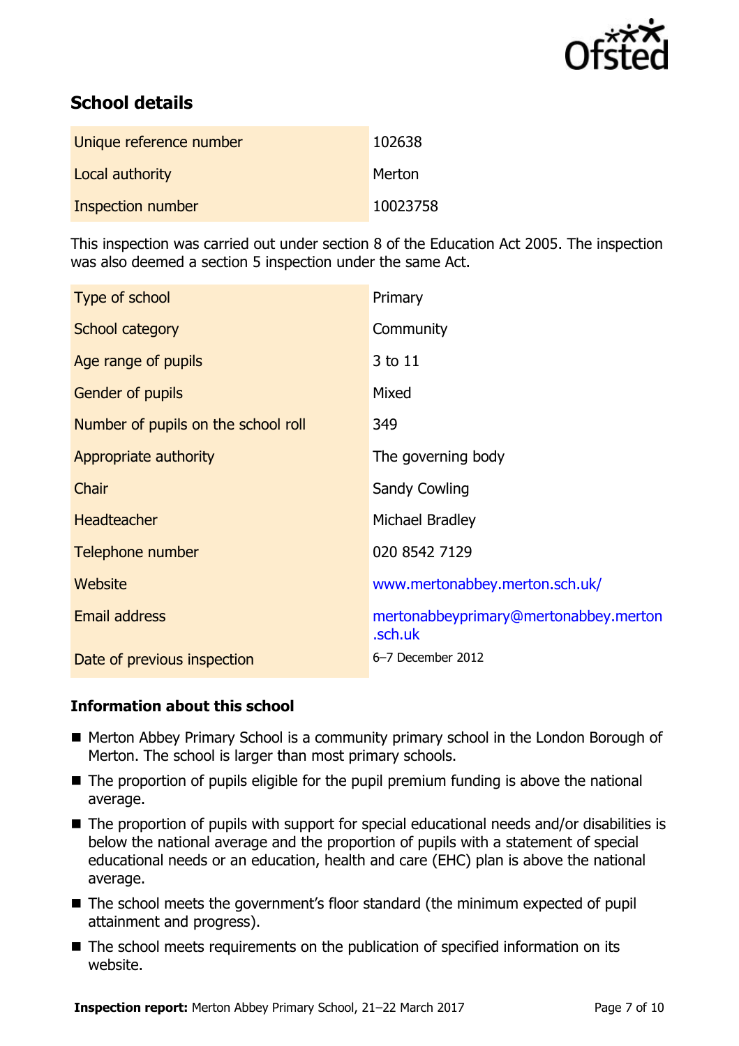## School details

| Unique reference number | 102638 |
|---|---|
| Local authority | Merton |
| Inspection number | 10023758 |

This inspection was carried out under section 8 of the Education Act 2005. The inspection was also deemed a section 5 inspection under the same Act.

| Type of school | Primary |
|---|---|
| School category | Community |
| Age range of pupils | 3 to 11 |
| Gender of pupils | Mixed |
| Number of pupils on the school roll | 349 |
| Appropriate authority | The governing body |
| Chair | Sandy Cowling |
| Headteacher | Michael Bradley |
| Telephone number | 020 8542 7129 |
| Website | www.mertonabbey.merton.sch.uk/ |
| Email address | mertonabbeyprimary@mertonabbey.merton.sch.uk |
| Date of previous inspection | 6–7 December 2012 |

### Information about this school

- Merton Abbey Primary School is a community primary school in the London Borough of Merton. The school is larger than most primary schools.
- The proportion of pupils eligible for the pupil premium funding is above the national average.
- The proportion of pupils with support for special educational needs and/or disabilities is below the national average and the proportion of pupils with a statement of special educational needs or an education, health and care (EHC) plan is above the national average.
- The school meets the government's floor standard (the minimum expected of pupil attainment and progress).
- The school meets requirements on the publication of specified information on its website.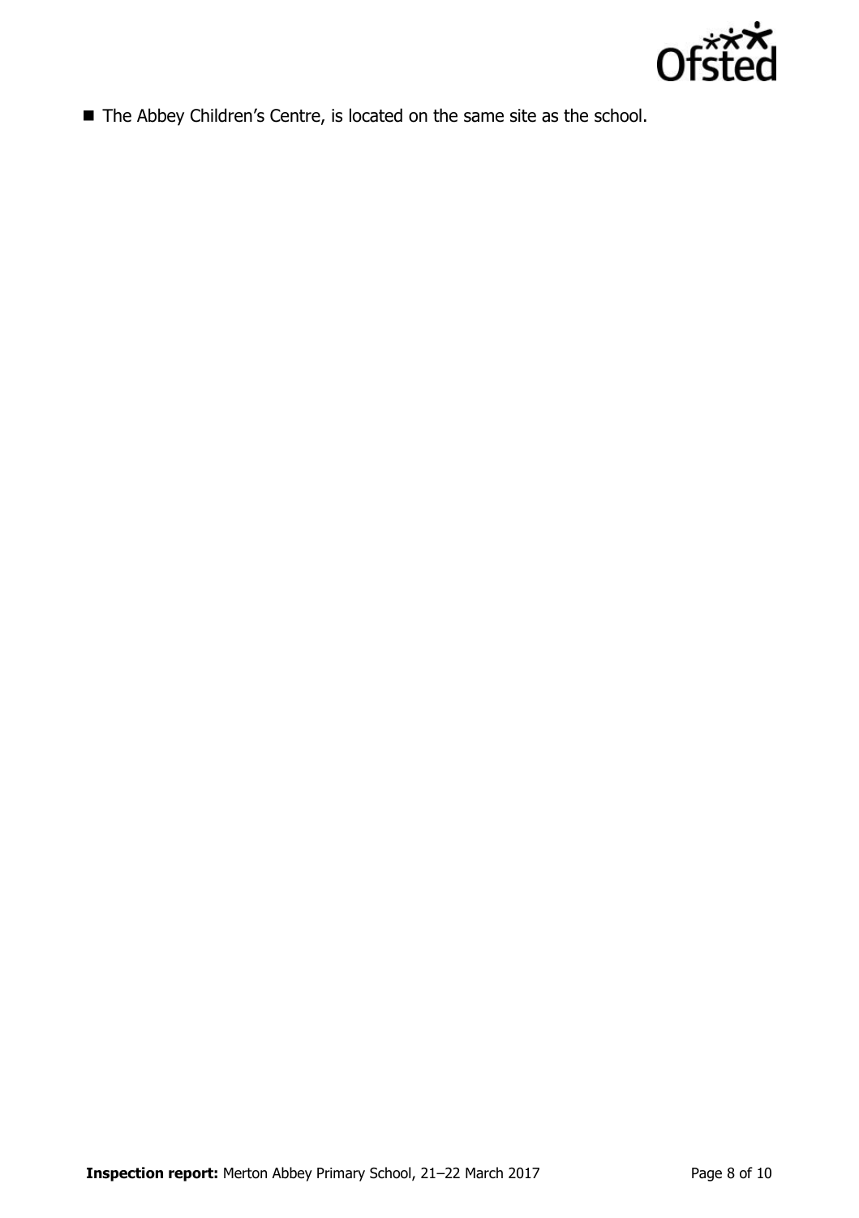- The Abbey Children's Centre, is located on the same site as the school.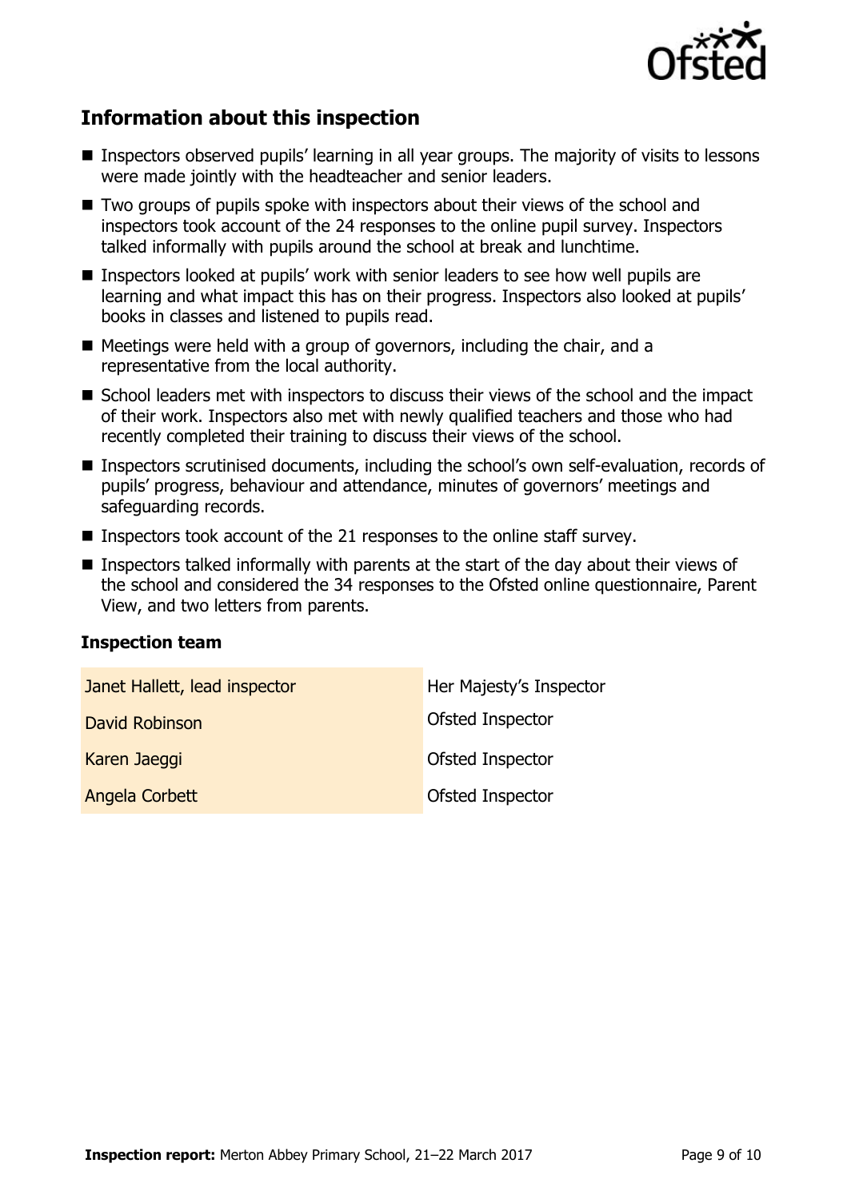## Information about this inspection

- Inspectors observed pupils' learning in all year groups. The majority of visits to lessons were made jointly with the headteacher and senior leaders.
- Two groups of pupils spoke with inspectors about their views of the school and inspectors took account of the 24 responses to the online pupil survey. Inspectors talked informally with pupils around the school at break and lunchtime.
- Inspectors looked at pupils' work with senior leaders to see how well pupils are learning and what impact this has on their progress. Inspectors also looked at pupils' books in classes and listened to pupils read.
- Meetings were held with a group of governors, including the chair, and a representative from the local authority.
- School leaders met with inspectors to discuss their views of the school and the impact of their work. Inspectors also met with newly qualified teachers and those who had recently completed their training to discuss their views of the school.
- Inspectors scrutinised documents, including the school's own self-evaluation, records of pupils' progress, behaviour and attendance, minutes of governors' meetings and safeguarding records.
- Inspectors took account of the 21 responses to the online staff survey.
- Inspectors talked informally with parents at the start of the day about their views of the school and considered the 34 responses to the Ofsted online questionnaire, Parent View, and two letters from parents.

### Inspection team

| | |
|---|---|
| Janet Hallett, lead inspector | Her Majesty's Inspector |
| David Robinson | Ofsted Inspector |
| Karen Jaeggi | Ofsted Inspector |
| Angela Corbett | Ofsted Inspector |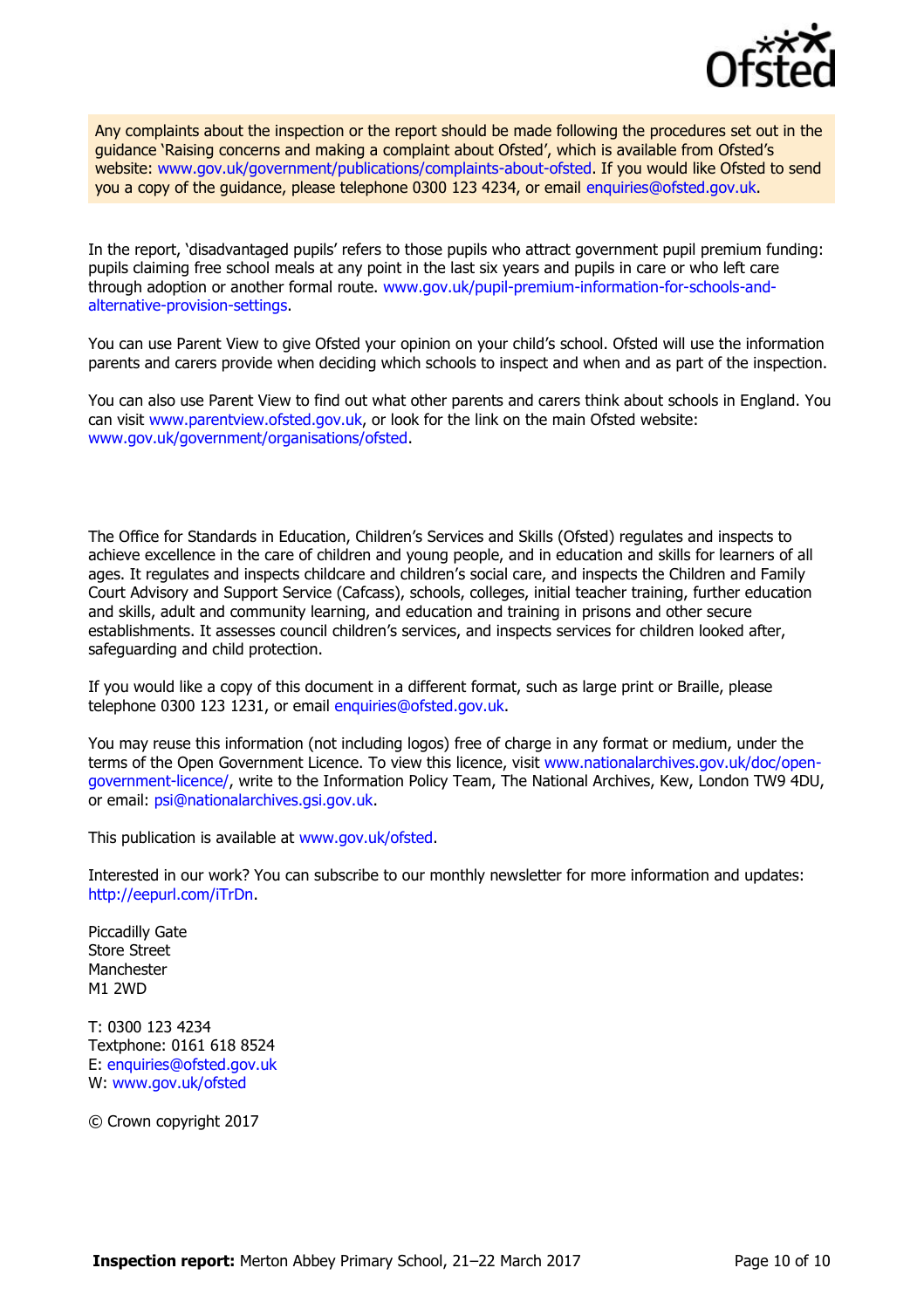Any complaints about the inspection or the report should be made following the procedures set out in the guidance 'Raising concerns and making a complaint about Ofsted', which is available from Ofsted's website: www.gov.uk/government/publications/complaints-about-ofsted. If you would like Ofsted to send you a copy of the guidance, please telephone 0300 123 4234, or email enquiries@ofsted.gov.uk.

In the report, 'disadvantaged pupils' refers to those pupils who attract government pupil premium funding: pupils claiming free school meals at any point in the last six years and pupils in care or who left care through adoption or another formal route. www.gov.uk/pupil-premium-information-for-schools-and-alternative-provision-settings.

You can use Parent View to give Ofsted your opinion on your child's school. Ofsted will use the information parents and carers provide when deciding which schools to inspect and when and as part of the inspection.

You can also use Parent View to find out what other parents and carers think about schools in England. You can visit www.parentview.ofsted.gov.uk, or look for the link on the main Ofsted website: www.gov.uk/government/organisations/ofsted.

The Office for Standards in Education, Children's Services and Skills (Ofsted) regulates and inspects to achieve excellence in the care of children and young people, and in education and skills for learners of all ages. It regulates and inspects childcare and children's social care, and inspects the Children and Family Court Advisory and Support Service (Cafcass), schools, colleges, initial teacher training, further education and skills, adult and community learning, and education and training in prisons and other secure establishments. It assesses council children's services, and inspects services for children looked after, safeguarding and child protection.

If you would like a copy of this document in a different format, such as large print or Braille, please telephone 0300 123 1231, or email enquiries@ofsted.gov.uk.

You may reuse this information (not including logos) free of charge in any format or medium, under the terms of the Open Government Licence. To view this licence, visit www.nationalarchives.gov.uk/doc/open-government-licence/, write to the Information Policy Team, The National Archives, Kew, London TW9 4DU, or email: psi@nationalarchives.gsi.gov.uk.

This publication is available at www.gov.uk/ofsted.

Interested in our work? You can subscribe to our monthly newsletter for more information and updates: http://eepurl.com/iTrDn.

Piccadilly Gate
Store Street
Manchester
M1 2WD

T: 0300 123 4234
Textphone: 0161 618 8524
E: enquiries@ofsted.gov.uk
W: www.gov.uk/ofsted

© Crown copyright 2017